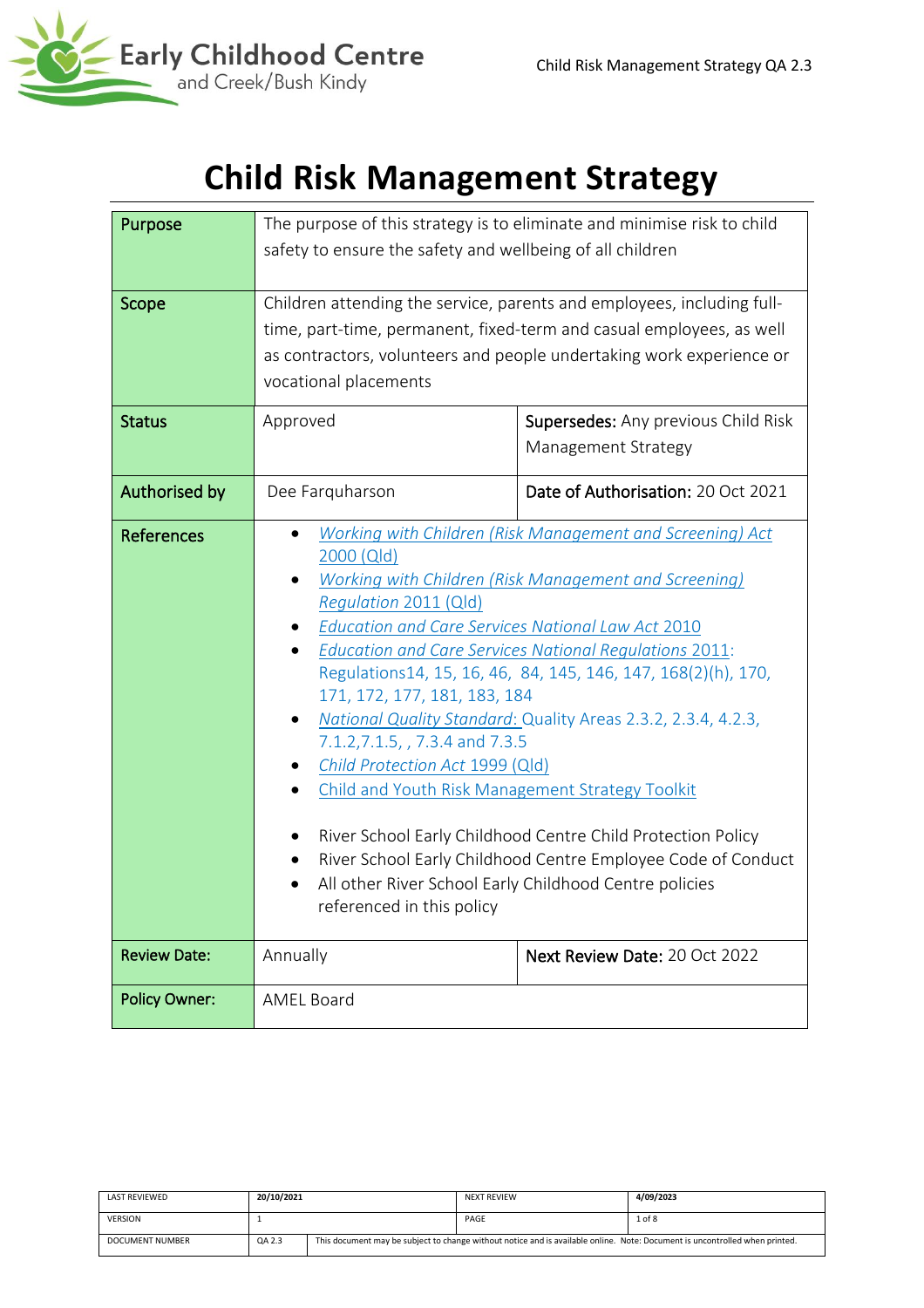# Child Risk Management Strategy

| | | |
|---|---|---|
| **Purpose** | The purpose of this strategy is to eliminate and minimise risk to child safety to ensure the safety and wellbeing of all children | |
| **Scope** | Children attending the service, parents and employees, including full-time, part-time, permanent, fixed-term and casual employees, as well as contractors, volunteers and people undertaking work experience or vocational placements | |
| **Status** | Approved | **Supersedes:** Any previous Child Risk Management Strategy |
| **Authorised by** | Dee Farquharson | **Date of Authorisation:** 20 Oct 2021 |
| **References** | • *Working with Children (Risk Management and Screening) Act* 2000 (Qld)<br>• *Working with Children (Risk Management and Screening) Regulation* 2011 (Qld)<br>• *Education and Care Services National Law Act* 2010<br>• *Education and Care Services National Regulations* 2011: Regulations14, 15, 16, 46, 84, 145, 146, 147, 168(2)(h), 170, 171, 172, 177, 181, 183, 184<br>• *National Quality Standard:* Quality Areas 2.3.2, 2.3.4, 4.2.3, 7.1.2,7.1.5, , 7.3.4 and 7.3.5<br>• *Child Protection Act* 1999 (Qld)<br>• Child and Youth Risk Management Strategy Toolkit<br><br>• River School Early Childhood Centre Child Protection Policy<br>• River School Early Childhood Centre Employee Code of Conduct<br>• All other River School Early Childhood Centre policies referenced in this policy | |
| **Review Date:** | Annually | **Next Review Date:** 20 Oct 2022 |
| **Policy Owner:** | AMEL Board | |

| | | | |
|---|---|---|---|
| LAST REVIEWED | 20/10/2021 | NEXT REVIEW | 4/09/2023 |
| VERSION | 1 | PAGE | 1 of 8 |
| DOCUMENT NUMBER | QA 2.3 | This document may be subject to change without notice and is available online. Note: Document is uncontrolled when printed. | |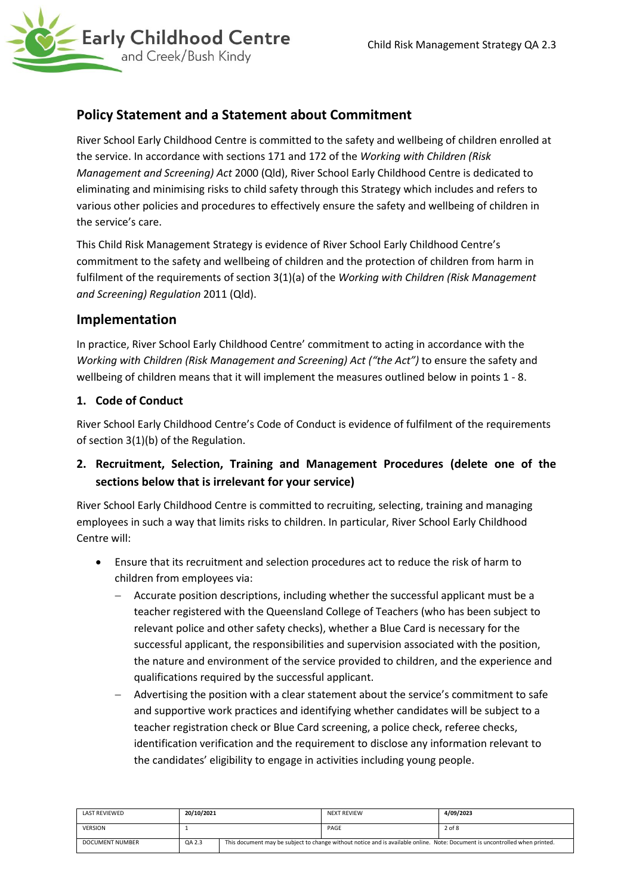## Policy Statement and a Statement about Commitment

River School Early Childhood Centre is committed to the safety and wellbeing of children enrolled at the service. In accordance with sections 171 and 172 of the *Working with Children (Risk Management and Screening) Act* 2000 (Qld), River School Early Childhood Centre is dedicated to eliminating and minimising risks to child safety through this Strategy which includes and refers to various other policies and procedures to effectively ensure the safety and wellbeing of children in the service's care.

This Child Risk Management Strategy is evidence of River School Early Childhood Centre's commitment to the safety and wellbeing of children and the protection of children from harm in fulfilment of the requirements of section 3(1)(a) of the *Working with Children (Risk Management and Screening) Regulation* 2011 (Qld).

## Implementation

In practice, River School Early Childhood Centre' commitment to acting in accordance with the *Working with Children (Risk Management and Screening) Act ("the Act")* to ensure the safety and wellbeing of children means that it will implement the measures outlined below in points 1 - 8.

### 1. Code of Conduct

River School Early Childhood Centre's Code of Conduct is evidence of fulfilment of the requirements of section 3(1)(b) of the Regulation.

### 2. Recruitment, Selection, Training and Management Procedures (delete one of the sections below that is irrelevant for your service)

River School Early Childhood Centre is committed to recruiting, selecting, training and managing employees in such a way that limits risks to children. In particular, River School Early Childhood Centre will:

- Ensure that its recruitment and selection procedures act to reduce the risk of harm to children from employees via:
  - Accurate position descriptions, including whether the successful applicant must be a teacher registered with the Queensland College of Teachers (who has been subject to relevant police and other safety checks), whether a Blue Card is necessary for the successful applicant, the responsibilities and supervision associated with the position, the nature and environment of the service provided to children, and the experience and qualifications required by the successful applicant.
  - Advertising the position with a clear statement about the service's commitment to safe and supportive work practices and identifying whether candidates will be subject to a teacher registration check or Blue Card screening, a police check, referee checks, identification verification and the requirement to disclose any information relevant to the candidates' eligibility to engage in activities including young people.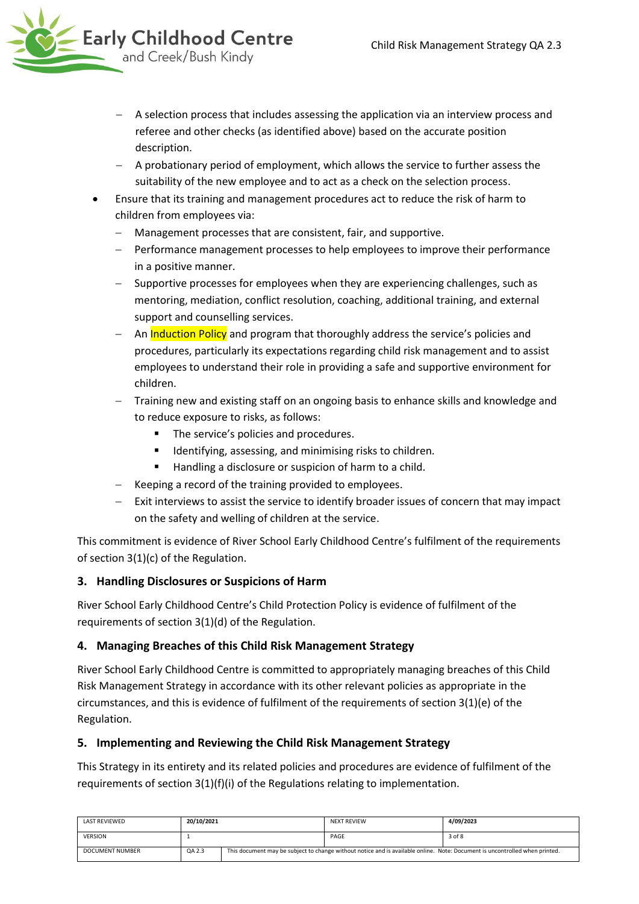- A selection process that includes assessing the application via an interview process and referee and other checks (as identified above) based on the accurate position description.
  - A probationary period of employment, which allows the service to further assess the suitability of the new employee and to act as a check on the selection process.
- Ensure that its training and management procedures act to reduce the risk of harm to children from employees via:
  - Management processes that are consistent, fair, and supportive.
  - Performance management processes to help employees to improve their performance in a positive manner.
  - Supportive processes for employees when they are experiencing challenges, such as mentoring, mediation, conflict resolution, coaching, additional training, and external support and counselling services.
  - An Induction Policy and program that thoroughly address the service's policies and procedures, particularly its expectations regarding child risk management and to assist employees to understand their role in providing a safe and supportive environment for children.
  - Training new and existing staff on an ongoing basis to enhance skills and knowledge and to reduce exposure to risks, as follows:
    - The service's policies and procedures.
    - Identifying, assessing, and minimising risks to children.
    - Handling a disclosure or suspicion of harm to a child.
  - Keeping a record of the training provided to employees.
  - Exit interviews to assist the service to identify broader issues of concern that may impact on the safety and welling of children at the service.

This commitment is evidence of River School Early Childhood Centre's fulfilment of the requirements of section 3(1)(c) of the Regulation.

## 3. Handling Disclosures or Suspicions of Harm

River School Early Childhood Centre's Child Protection Policy is evidence of fulfilment of the requirements of section 3(1)(d) of the Regulation.

## 4. Managing Breaches of this Child Risk Management Strategy

River School Early Childhood Centre is committed to appropriately managing breaches of this Child Risk Management Strategy in accordance with its other relevant policies as appropriate in the circumstances, and this is evidence of fulfilment of the requirements of section 3(1)(e) of the Regulation.

## 5. Implementing and Reviewing the Child Risk Management Strategy

This Strategy in its entirety and its related policies and procedures are evidence of fulfilment of the requirements of section 3(1)(f)(i) of the Regulations relating to implementation.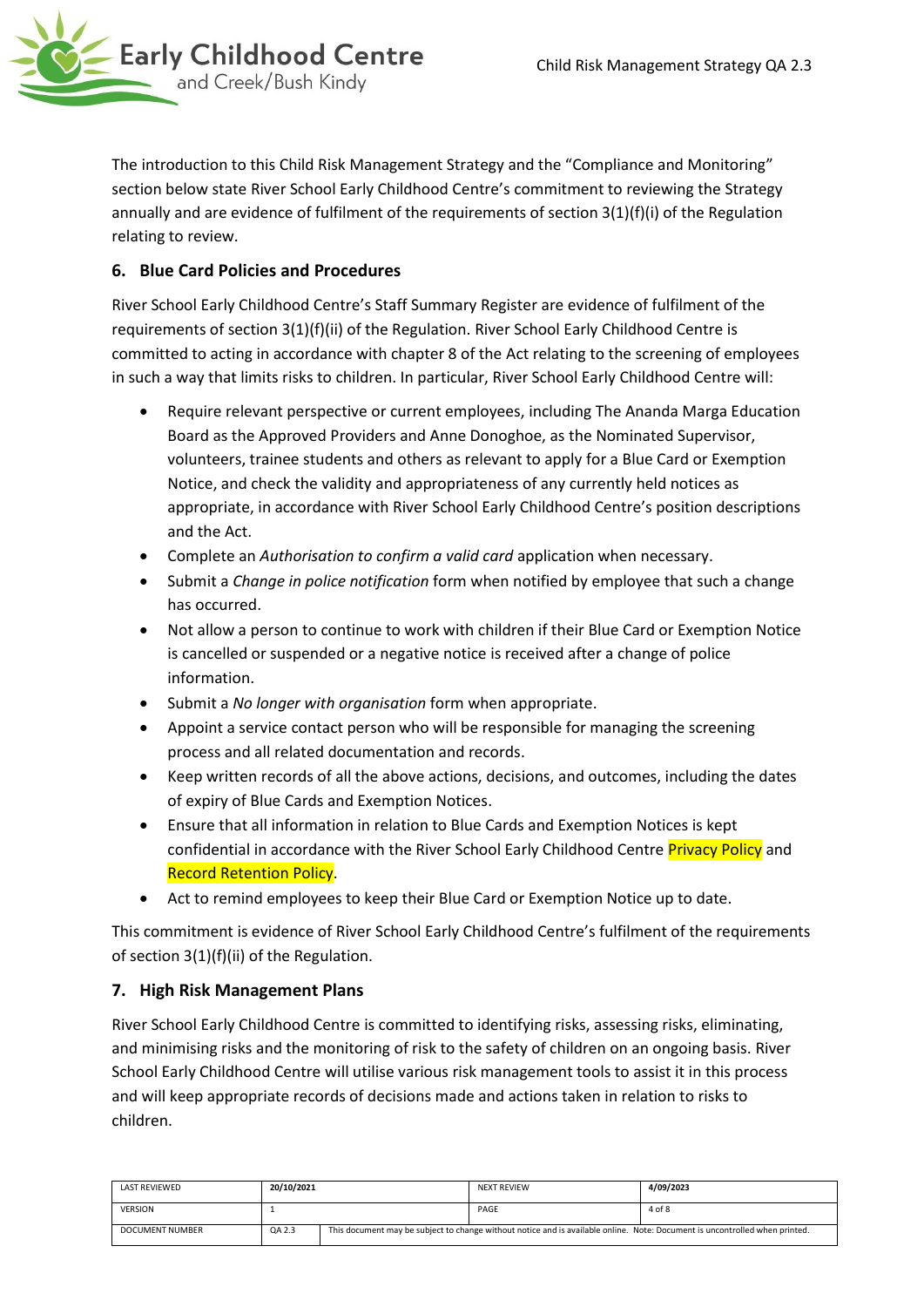The introduction to this Child Risk Management Strategy and the "Compliance and Monitoring" section below state River School Early Childhood Centre's commitment to reviewing the Strategy annually and are evidence of fulfilment of the requirements of section 3(1)(f)(i) of the Regulation relating to review.

## 6. Blue Card Policies and Procedures

River School Early Childhood Centre's Staff Summary Register are evidence of fulfilment of the requirements of section 3(1)(f)(ii) of the Regulation. River School Early Childhood Centre is committed to acting in accordance with chapter 8 of the Act relating to the screening of employees in such a way that limits risks to children. In particular, River School Early Childhood Centre will:

- Require relevant perspective or current employees, including The Ananda Marga Education Board as the Approved Providers and Anne Donoghoe, as the Nominated Supervisor, volunteers, trainee students and others as relevant to apply for a Blue Card or Exemption Notice, and check the validity and appropriateness of any currently held notices as appropriate, in accordance with River School Early Childhood Centre's position descriptions and the Act.
- Complete an *Authorisation to confirm a valid card* application when necessary.
- Submit a *Change in police notification* form when notified by employee that such a change has occurred.
- Not allow a person to continue to work with children if their Blue Card or Exemption Notice is cancelled or suspended or a negative notice is received after a change of police information.
- Submit a *No longer with organisation* form when appropriate.
- Appoint a service contact person who will be responsible for managing the screening process and all related documentation and records.
- Keep written records of all the above actions, decisions, and outcomes, including the dates of expiry of Blue Cards and Exemption Notices.
- Ensure that all information in relation to Blue Cards and Exemption Notices is kept confidential in accordance with the River School Early Childhood Centre Privacy Policy and Record Retention Policy.
- Act to remind employees to keep their Blue Card or Exemption Notice up to date.

This commitment is evidence of River School Early Childhood Centre's fulfilment of the requirements of section 3(1)(f)(ii) of the Regulation.

## 7. High Risk Management Plans

River School Early Childhood Centre is committed to identifying risks, assessing risks, eliminating, and minimising risks and the monitoring of risk to the safety of children on an ongoing basis. River School Early Childhood Centre will utilise various risk management tools to assist it in this process and will keep appropriate records of decisions made and actions taken in relation to risks to children.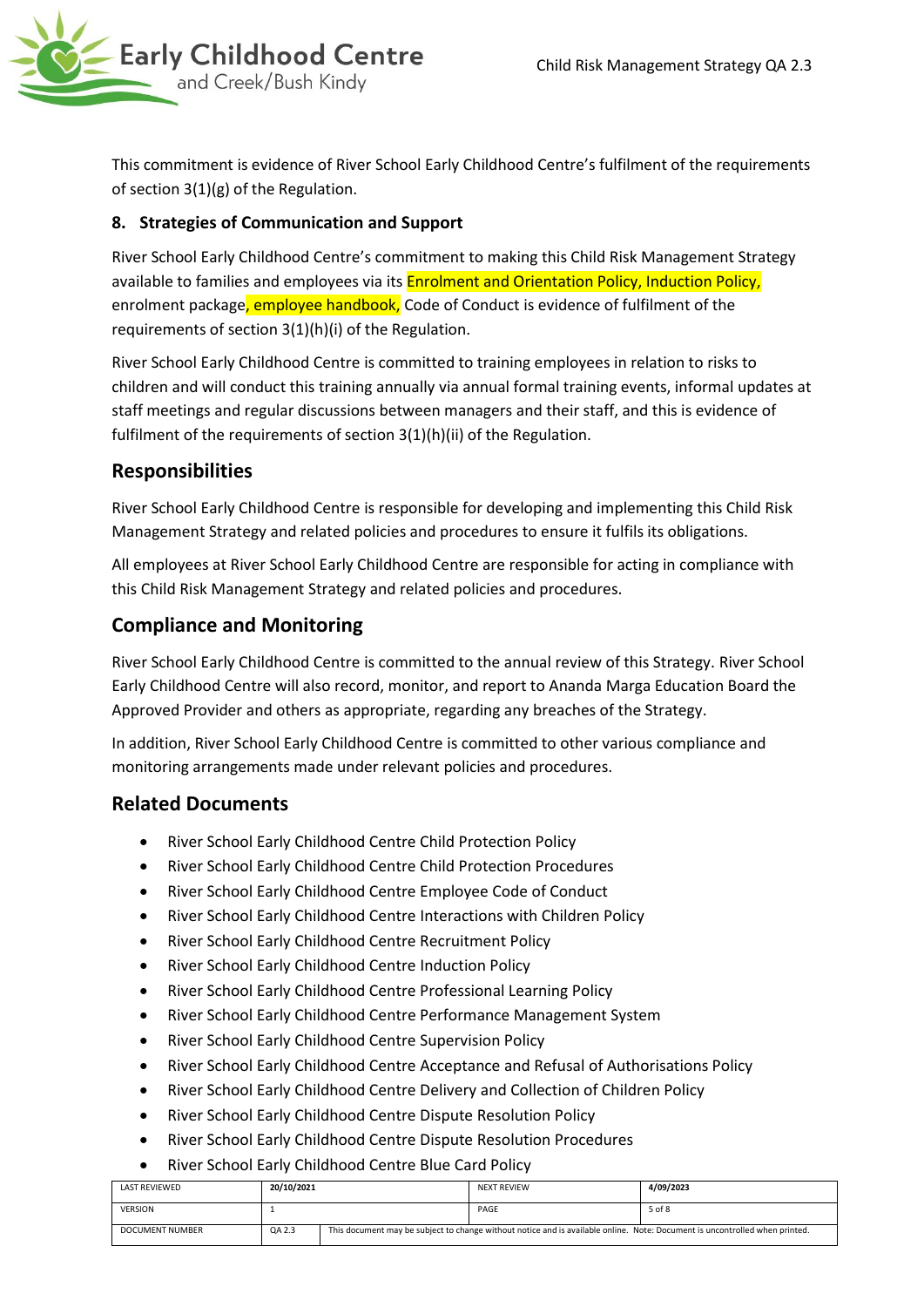This commitment is evidence of River School Early Childhood Centre's fulfilment of the requirements of section 3(1)(g) of the Regulation.

### 8. Strategies of Communication and Support

River School Early Childhood Centre's commitment to making this Child Risk Management Strategy available to families and employees via its Enrolment and Orientation Policy, Induction Policy, enrolment package, employee handbook, Code of Conduct is evidence of fulfilment of the requirements of section 3(1)(h)(i) of the Regulation.

River School Early Childhood Centre is committed to training employees in relation to risks to children and will conduct this training annually via annual formal training events, informal updates at staff meetings and regular discussions between managers and their staff, and this is evidence of fulfilment of the requirements of section 3(1)(h)(ii) of the Regulation.

## Responsibilities

River School Early Childhood Centre is responsible for developing and implementing this Child Risk Management Strategy and related policies and procedures to ensure it fulfils its obligations.

All employees at River School Early Childhood Centre are responsible for acting in compliance with this Child Risk Management Strategy and related policies and procedures.

## Compliance and Monitoring

River School Early Childhood Centre is committed to the annual review of this Strategy. River School Early Childhood Centre will also record, monitor, and report to Ananda Marga Education Board the Approved Provider and others as appropriate, regarding any breaches of the Strategy.

In addition, River School Early Childhood Centre is committed to other various compliance and monitoring arrangements made under relevant policies and procedures.

## Related Documents

- River School Early Childhood Centre Child Protection Policy
- River School Early Childhood Centre Child Protection Procedures
- River School Early Childhood Centre Employee Code of Conduct
- River School Early Childhood Centre Interactions with Children Policy
- River School Early Childhood Centre Recruitment Policy
- River School Early Childhood Centre Induction Policy
- River School Early Childhood Centre Professional Learning Policy
- River School Early Childhood Centre Performance Management System
- River School Early Childhood Centre Supervision Policy
- River School Early Childhood Centre Acceptance and Refusal of Authorisations Policy
- River School Early Childhood Centre Delivery and Collection of Children Policy
- River School Early Childhood Centre Dispute Resolution Policy
- River School Early Childhood Centre Dispute Resolution Procedures
- River School Early Childhood Centre Blue Card Policy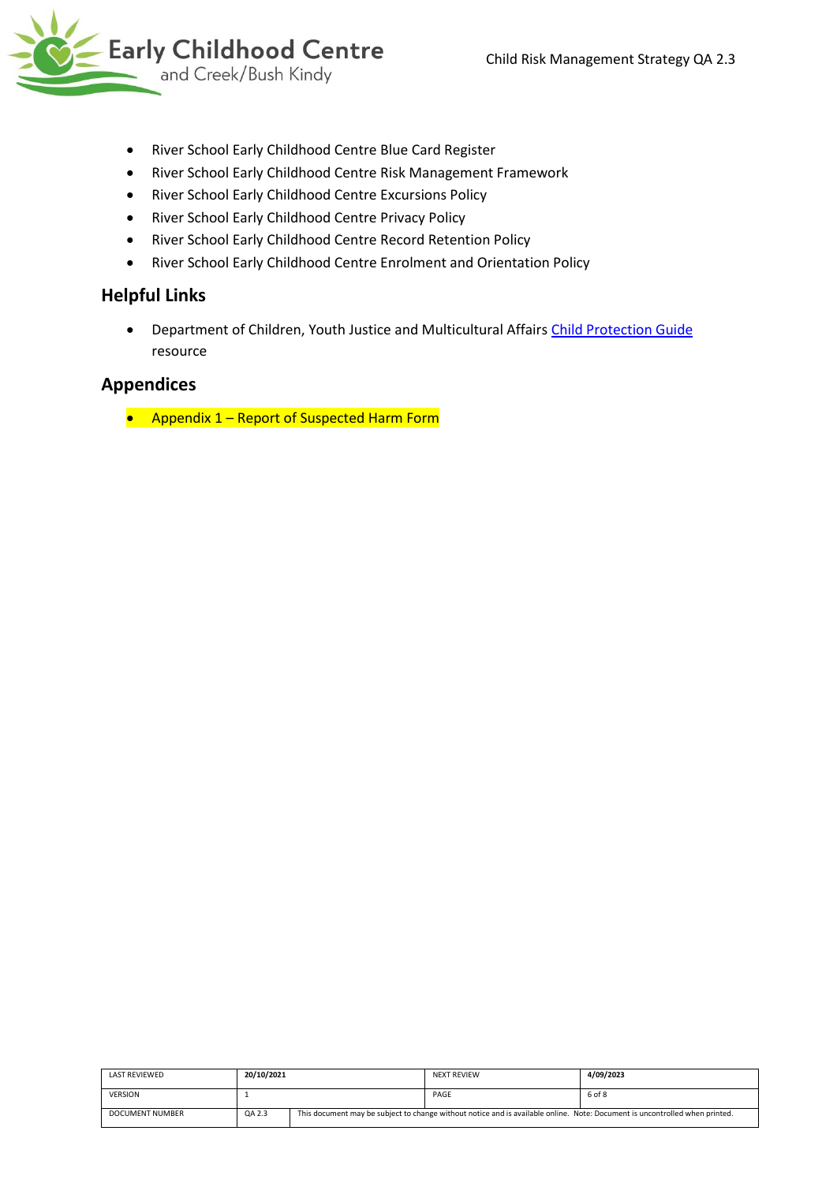- River School Early Childhood Centre Blue Card Register
- River School Early Childhood Centre Risk Management Framework
- River School Early Childhood Centre Excursions Policy
- River School Early Childhood Centre Privacy Policy
- River School Early Childhood Centre Record Retention Policy
- River School Early Childhood Centre Enrolment and Orientation Policy

## Helpful Links

- Department of Children, Youth Justice and Multicultural Affairs Child Protection Guide resource

## Appendices

- Appendix 1 – Report of Suspected Harm Form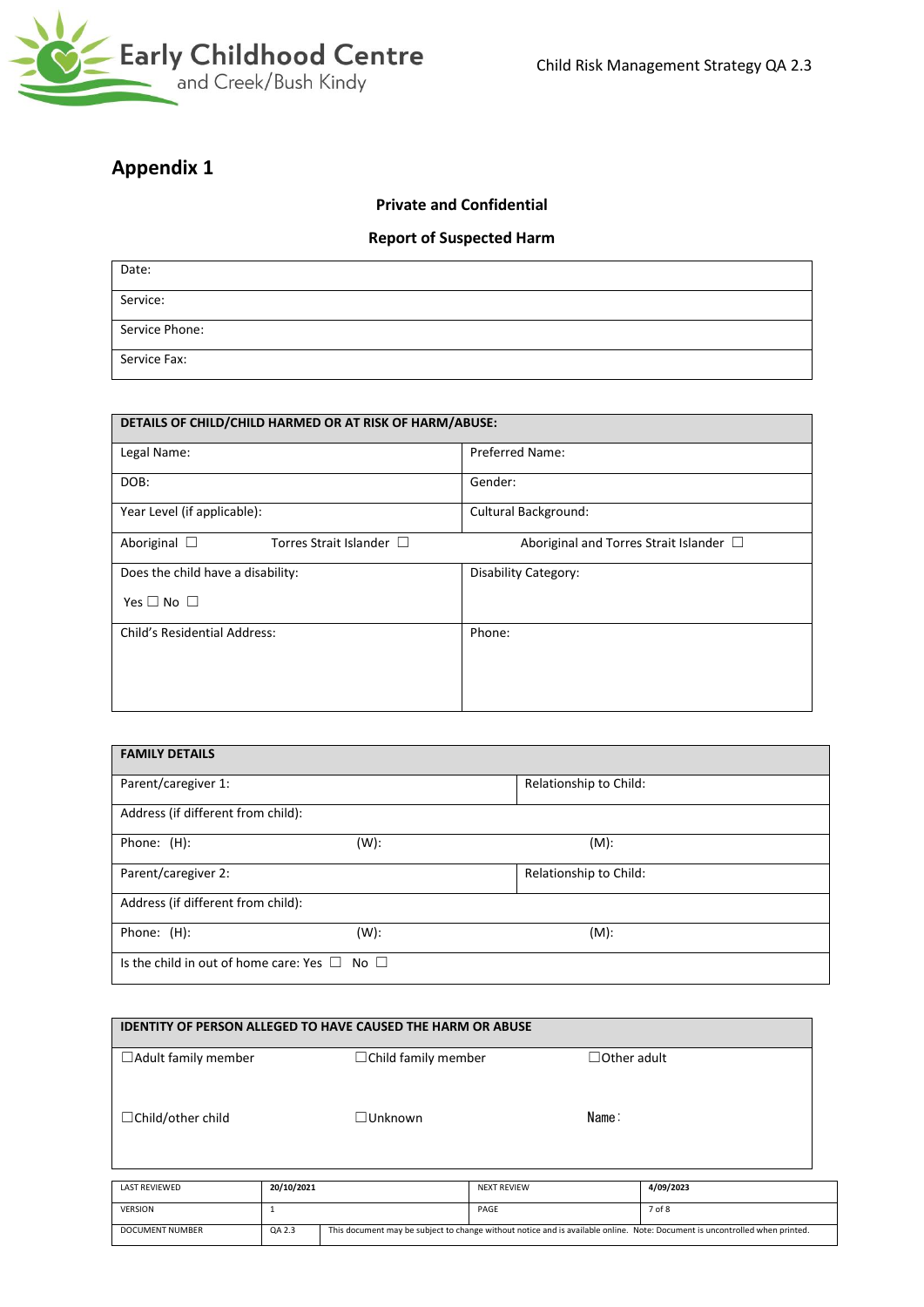## Appendix 1

**Private and Confidential**

**Report of Suspected Harm**

| Date: |
|---|
| Service: |
| Service Phone: |
| Service Fax: |

| **DETAILS OF CHILD/CHILD HARMED OR AT RISK OF HARM/ABUSE:** | |
|---|---|
| Legal Name: | Preferred Name: |
| DOB: | Gender: |
| Year Level (if applicable): | Cultural Background: |
| Aboriginal ☐ Torres Strait Islander ☐ | Aboriginal and Torres Strait Islander ☐ |
| Does the child have a disability: Yes ☐ No ☐ | Disability Category: |
| Child's Residential Address: | Phone: |

| **FAMILY DETAILS** | | |
|---|---|---|
| Parent/caregiver 1: | | Relationship to Child: |
| Address (if different from child): | | |
| Phone: (H): | (W): | (M): |
| Parent/caregiver 2: | | Relationship to Child: |
| Address (if different from child): | | |
| Phone: (H): | (W): | (M): |
| Is the child in out of home care: Yes ☐ No ☐ | | |

| **IDENTITY OF PERSON ALLEGED TO HAVE CAUSED THE HARM OR ABUSE** | | |
|---|---|---|
| ☐Adult family member | ☐Child family member | ☐Other adult |
| ☐Child/other child | ☐Unknown | Name: |

| LAST REVIEWED | 20/10/2021 | NEXT REVIEW | 4/09/2023 |
|---|---|---|---|
| VERSION | 1 | PAGE | 7 of 8 |
| DOCUMENT NUMBER | QA 2.3 | This document may be subject to change without notice and is available online. Note: Document is uncontrolled when printed. | |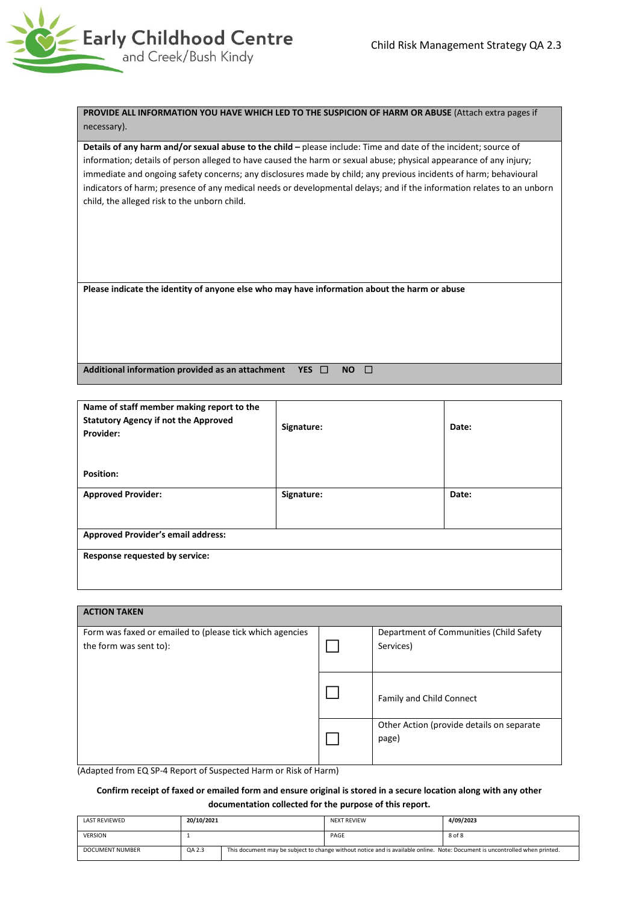| **PROVIDE ALL INFORMATION YOU HAVE WHICH LED TO THE SUSPICION OF HARM OR ABUSE** (Attach extra pages if necessary). |
|---|
| **Details of any harm and/or sexual abuse to the child –** please include: Time and date of the incident; source of information; details of person alleged to have caused the harm or sexual abuse; physical appearance of any injury; immediate and ongoing safety concerns; any disclosures made by child; any previous incidents of harm; behavioural indicators of harm; presence of any medical needs or developmental delays; and if the information relates to an unborn child, the alleged risk to the unborn child. |
| **Please indicate the identity of anyone else who may have information about the harm or abuse** |
| **Additional information provided as an attachment** **YES** ☐ **NO** ☐ |

| | | |
|---|---|---|
| **Name of staff member making report to the Statutory Agency if not the Approved Provider:**<br><br>**Position:** | **Signature:** | **Date:** |
| **Approved Provider:** | **Signature:** | **Date:** |
| **Approved Provider's email address:** | | |
| **Response requested by service:** | | |

| **ACTION TAKEN** | | |
|---|---|---|
| Form was faxed or emailed to (please tick which agencies the form was sent to): | ☐ | Department of Communities (Child Safety Services) |
| | ☐ | Family and Child Connect |
| | ☐ | Other Action (provide details on separate page) |

(Adapted from EQ SP-4 Report of Suspected Harm or Risk of Harm)

**Confirm receipt of faxed or emailed form and ensure original is stored in a secure location along with any other documentation collected for the purpose of this report.**

| | | | |
|---|---|---|---|
| LAST REVIEWED | **20/10/2021** | NEXT REVIEW | **4/09/2023** |
| VERSION | 1 | PAGE | 8 of 8 |
| DOCUMENT NUMBER | QA 2.3 | This document may be subject to change without notice and is available online. Note: Document is uncontrolled when printed. | |